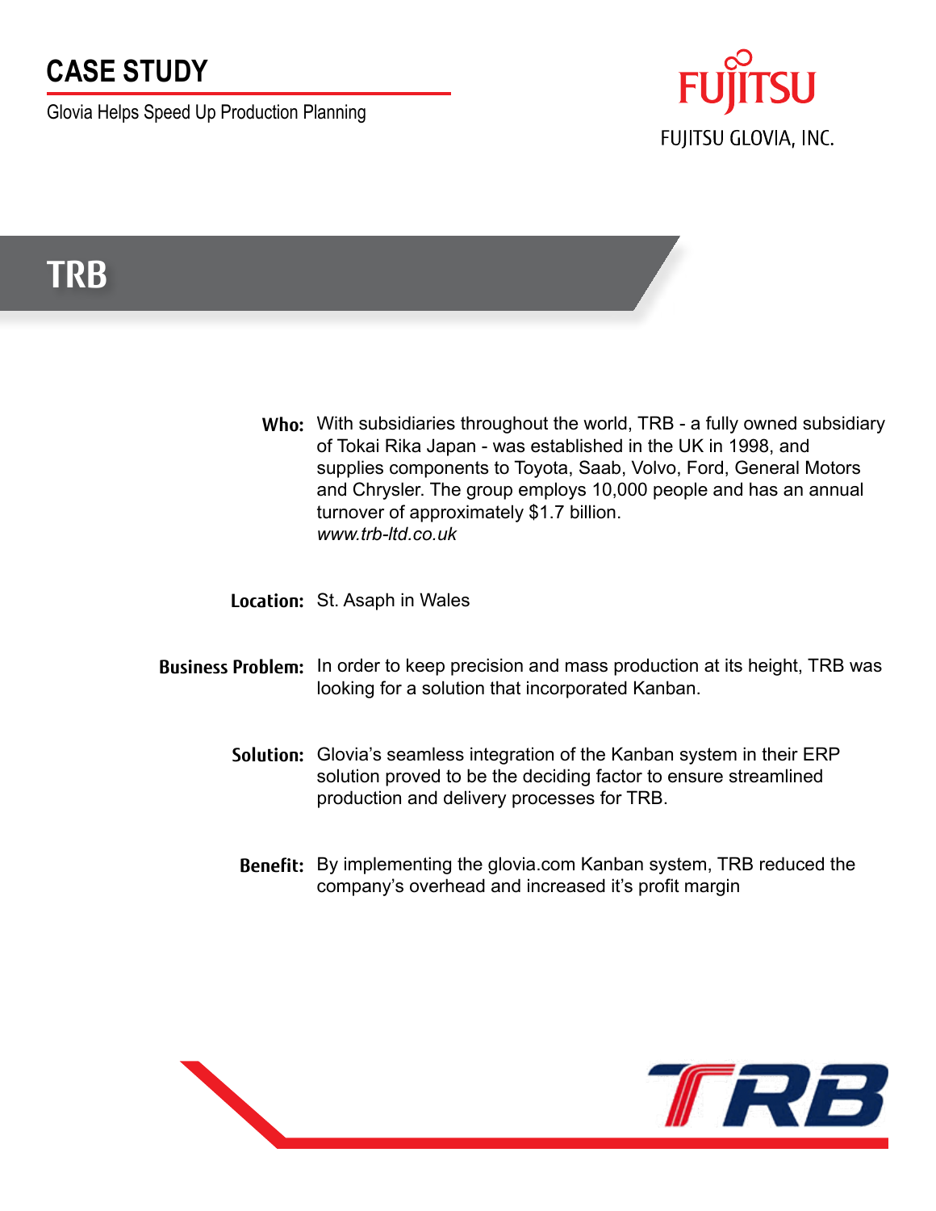# CASE STUDY

Glovia Helps Speed Up Production Planning

FUJITSU

FUJITSU GLOVIA, INC.

## TRB

**Who:** With subsidiaries throughout the world, TRB - a fully owned subsidiary of Tokai Rika Japan - was established in the UK in 1998, and supplies components to Toyota, Saab, Volvo, Ford, General Motors and Chrysler. The group employs 10,000 people and has an annual turnover of approximately $1.7 billion.
*www.trb-ltd.co.uk*

**Location:** St. Asaph in Wales

**Business Problem:** In order to keep precision and mass production at its height, TRB was looking for a solution that incorporated Kanban.

**Solution:** Glovia's seamless integration of the Kanban system in their ERP solution proved to be the deciding factor to ensure streamlined production and delivery processes for TRB.

**Benefit:** By implementing the glovia.com Kanban system, TRB reduced the company's overhead and increased it's profit margin

TRB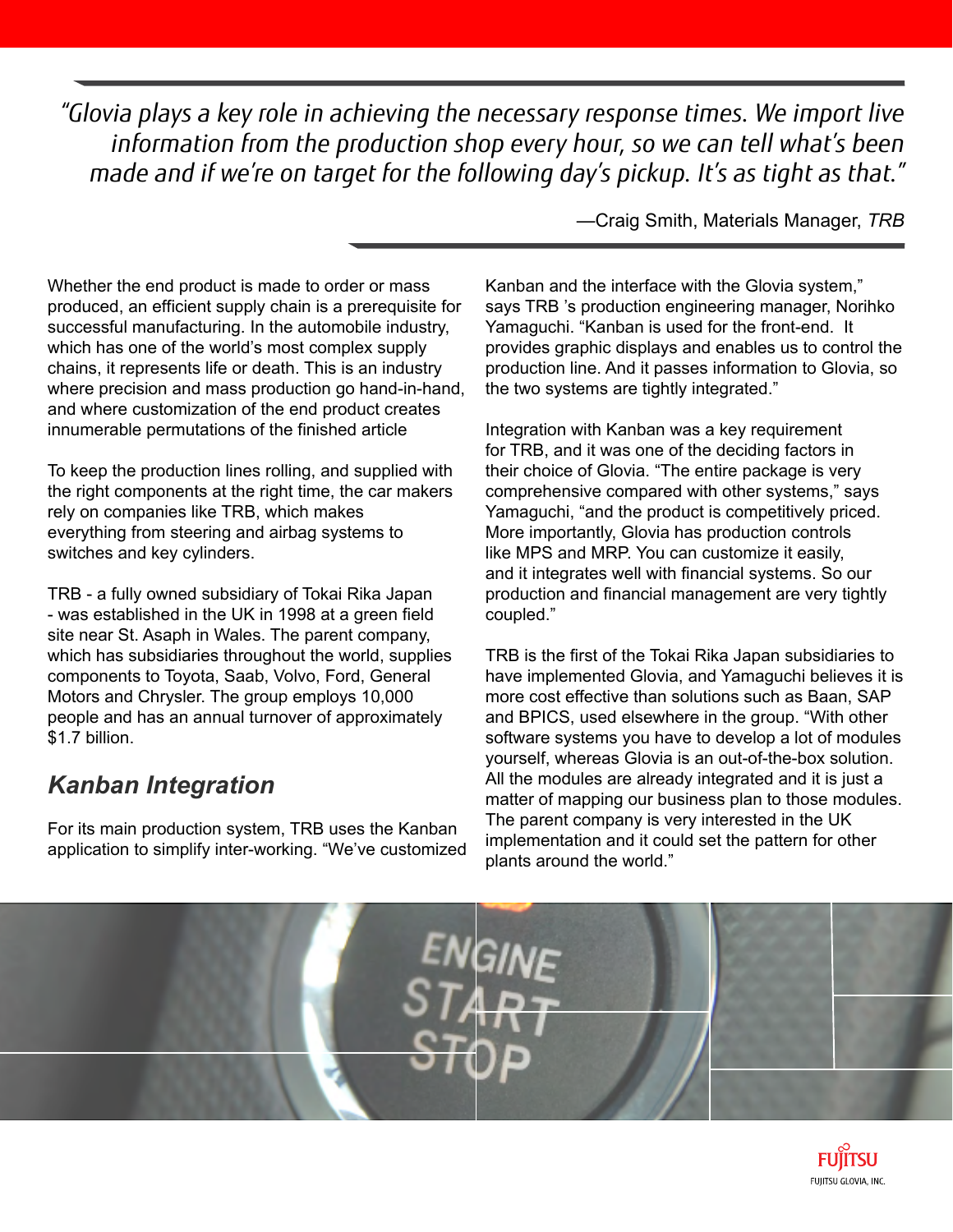> *"Glovia plays a key role in achieving the necessary response times. We import live information from the production shop every hour, so we can tell what's been made and if we're on target for the following day's pickup. It's as tight as that."*
>
> —Craig Smith, Materials Manager, *TRB*

Whether the end product is made to order or mass produced, an efficient supply chain is a prerequisite for successful manufacturing. In the automobile industry, which has one of the world's most complex supply chains, it represents life or death. This is an industry where precision and mass production go hand-in-hand, and where customization of the end product creates innumerable permutations of the finished article

To keep the production lines rolling, and supplied with the right components at the right time, the car makers rely on companies like TRB, which makes everything from steering and airbag systems to switches and key cylinders.

TRB - a fully owned subsidiary of Tokai Rika Japan - was established in the UK in 1998 at a green field site near St. Asaph in Wales. The parent company, which has subsidiaries throughout the world, supplies components to Toyota, Saab, Volvo, Ford, General Motors and Chrysler. The group employs 10,000 people and has an annual turnover of approximately $1.7 billion.

## Kanban Integration

For its main production system, TRB uses the Kanban application to simplify inter-working. "We've customized Kanban and the interface with the Glovia system," says TRB 's production engineering manager, Norihko Yamaguchi. "Kanban is used for the front-end. It provides graphic displays and enables us to control the production line. And it passes information to Glovia, so the two systems are tightly integrated."

Integration with Kanban was a key requirement for TRB, and it was one of the deciding factors in their choice of Glovia. "The entire package is very comprehensive compared with other systems," says Yamaguchi, "and the product is competitively priced. More importantly, Glovia has production controls like MPS and MRP. You can customize it easily, and it integrates well with financial systems. So our production and financial management are very tightly coupled."

TRB is the first of the Tokai Rika Japan subsidiaries to have implemented Glovia, and Yamaguchi believes it is more cost effective than solutions such as Baan, SAP and BPICS, used elsewhere in the group. "With other software systems you have to develop a lot of modules yourself, whereas Glovia is an out-of-the-box solution. All the modules are already integrated and it is just a matter of mapping our business plan to those modules. The parent company is very interested in the UK implementation and it could set the pattern for other plants around the world."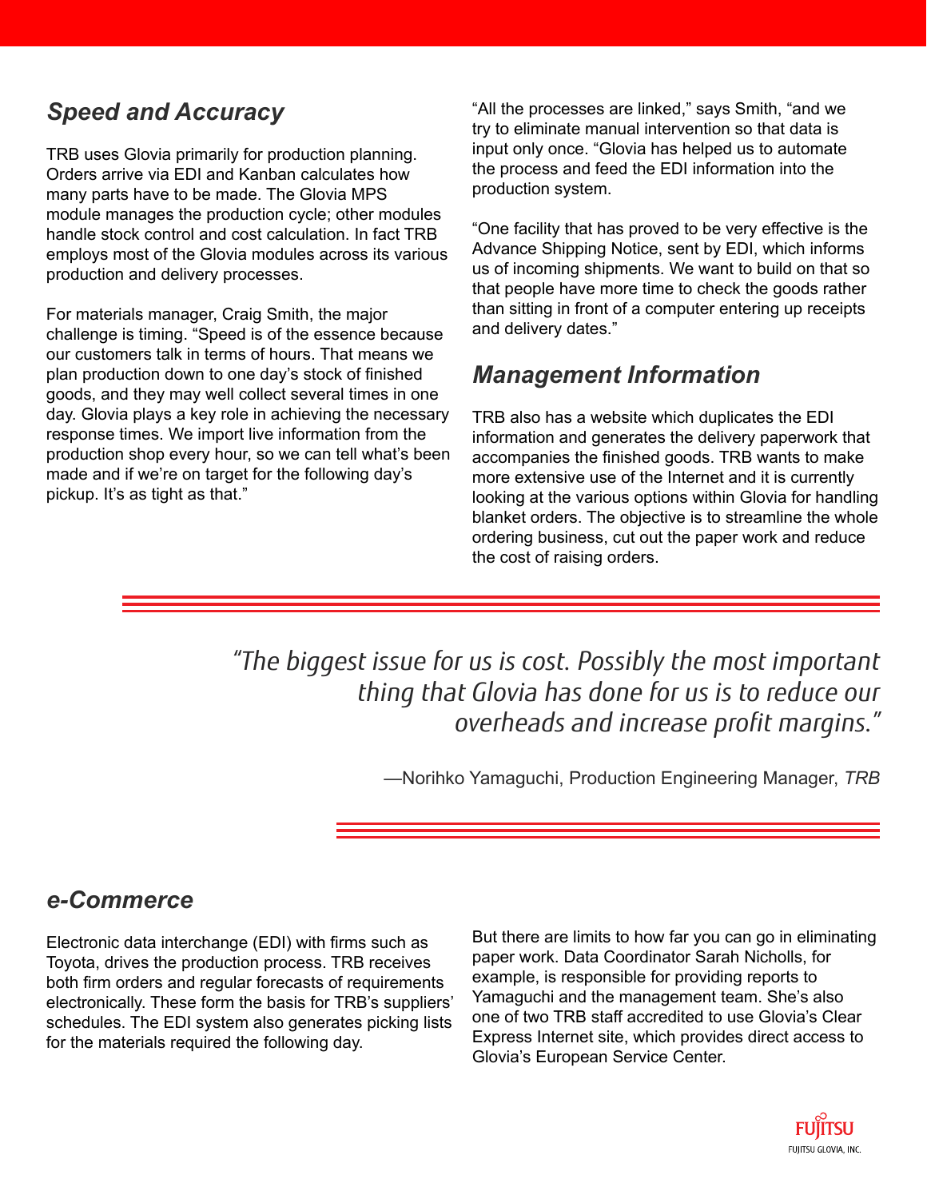## *Speed and Accuracy*

TRB uses Glovia primarily for production planning. Orders arrive via EDI and Kanban calculates how many parts have to be made. The Glovia MPS module manages the production cycle; other modules handle stock control and cost calculation. In fact TRB employs most of the Glovia modules across its various production and delivery processes.

For materials manager, Craig Smith, the major challenge is timing. "Speed is of the essence because our customers talk in terms of hours. That means we plan production down to one day's stock of finished goods, and they may well collect several times in one day. Glovia plays a key role in achieving the necessary response times. We import live information from the production shop every hour, so we can tell what's been made and if we're on target for the following day's pickup. It's as tight as that."

"All the processes are linked," says Smith, "and we try to eliminate manual intervention so that data is input only once. "Glovia has helped us to automate the process and feed the EDI information into the production system.

"One facility that has proved to be very effective is the Advance Shipping Notice, sent by EDI, which informs us of incoming shipments. We want to build on that so that people have more time to check the goods rather than sitting in front of a computer entering up receipts and delivery dates."

## *Management Information*

TRB also has a website which duplicates the EDI information and generates the delivery paperwork that accompanies the finished goods. TRB wants to make more extensive use of the Internet and it is currently looking at the various options within Glovia for handling blanket orders. The objective is to streamline the whole ordering business, cut out the paper work and reduce the cost of raising orders.

> *"The biggest issue for us is cost. Possibly the most important thing that Glovia has done for us is to reduce our overheads and increase profit margins."*
>
> —Norihko Yamaguchi, Production Engineering Manager, *TRB*

## *e-Commerce*

Electronic data interchange (EDI) with firms such as Toyota, drives the production process. TRB receives both firm orders and regular forecasts of requirements electronically. These form the basis for TRB's suppliers' schedules. The EDI system also generates picking lists for the materials required the following day.

But there are limits to how far you can go in eliminating paper work. Data Coordinator Sarah Nicholls, for example, is responsible for providing reports to Yamaguchi and the management team. She's also one of two TRB staff accredited to use Glovia's Clear Express Internet site, which provides direct access to Glovia's European Service Center.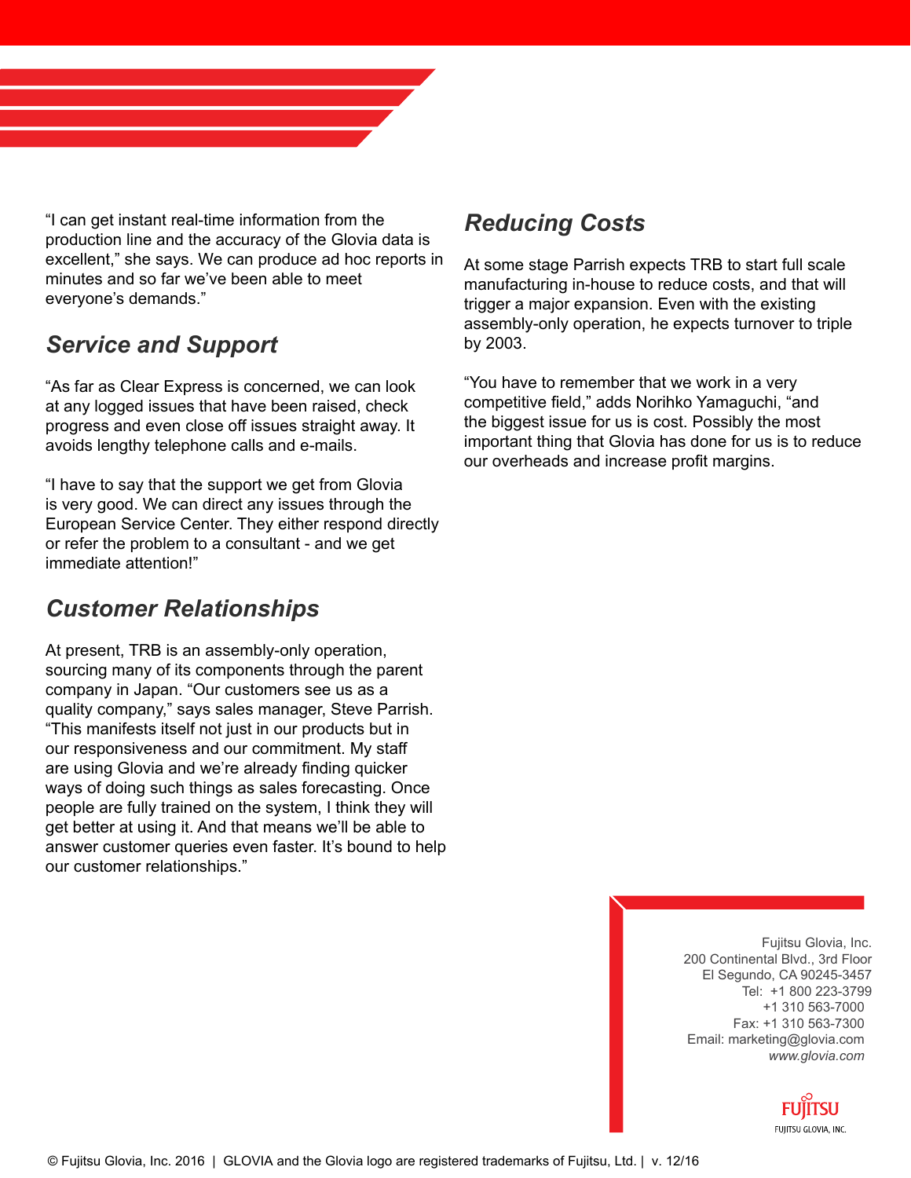“I can get instant real-time information from the production line and the accuracy of the Glovia data is excellent,” she says. We can produce ad hoc reports in minutes and so far we’ve been able to meet everyone’s demands.”

## Service and Support

“As far as Clear Express is concerned, we can look at any logged issues that have been raised, check progress and even close off issues straight away. It avoids lengthy telephone calls and e-mails.

“I have to say that the support we get from Glovia is very good. We can direct any issues through the European Service Center. They either respond directly or refer the problem to a consultant - and we get immediate attention!”

## Customer Relationships

At present, TRB is an assembly-only operation, sourcing many of its components through the parent company in Japan. “Our customers see us as a quality company,” says sales manager, Steve Parrish. “This manifests itself not just in our products but in our responsiveness and our commitment. My staff are using Glovia and we’re already finding quicker ways of doing such things as sales forecasting. Once people are fully trained on the system, I think they will get better at using it. And that means we’ll be able to answer customer queries even faster. It’s bound to help our customer relationships.”

## Reducing Costs

At some stage Parrish expects TRB to start full scale manufacturing in-house to reduce costs, and that will trigger a major expansion. Even with the existing assembly-only operation, he expects turnover to triple by 2003.

“You have to remember that we work in a very competitive field,” adds Norihko Yamaguchi, “and the biggest issue for us is cost. Possibly the most important thing that Glovia has done for us is to reduce our overheads and increase profit margins.

Fujitsu Glovia, Inc.
200 Continental Blvd., 3rd Floor
El Segundo, CA 90245-3457
Tel: +1 800 223-3799
+1 310 563-7000
Fax: +1 310 563-7300
Email: marketing@glovia.com
*www.glovia.com*

FUJITSU
FUJITSU GLOVIA, INC.

© Fujitsu Glovia, Inc. 2016 | GLOVIA and the Glovia logo are registered trademarks of Fujitsu, Ltd. | v. 12/16